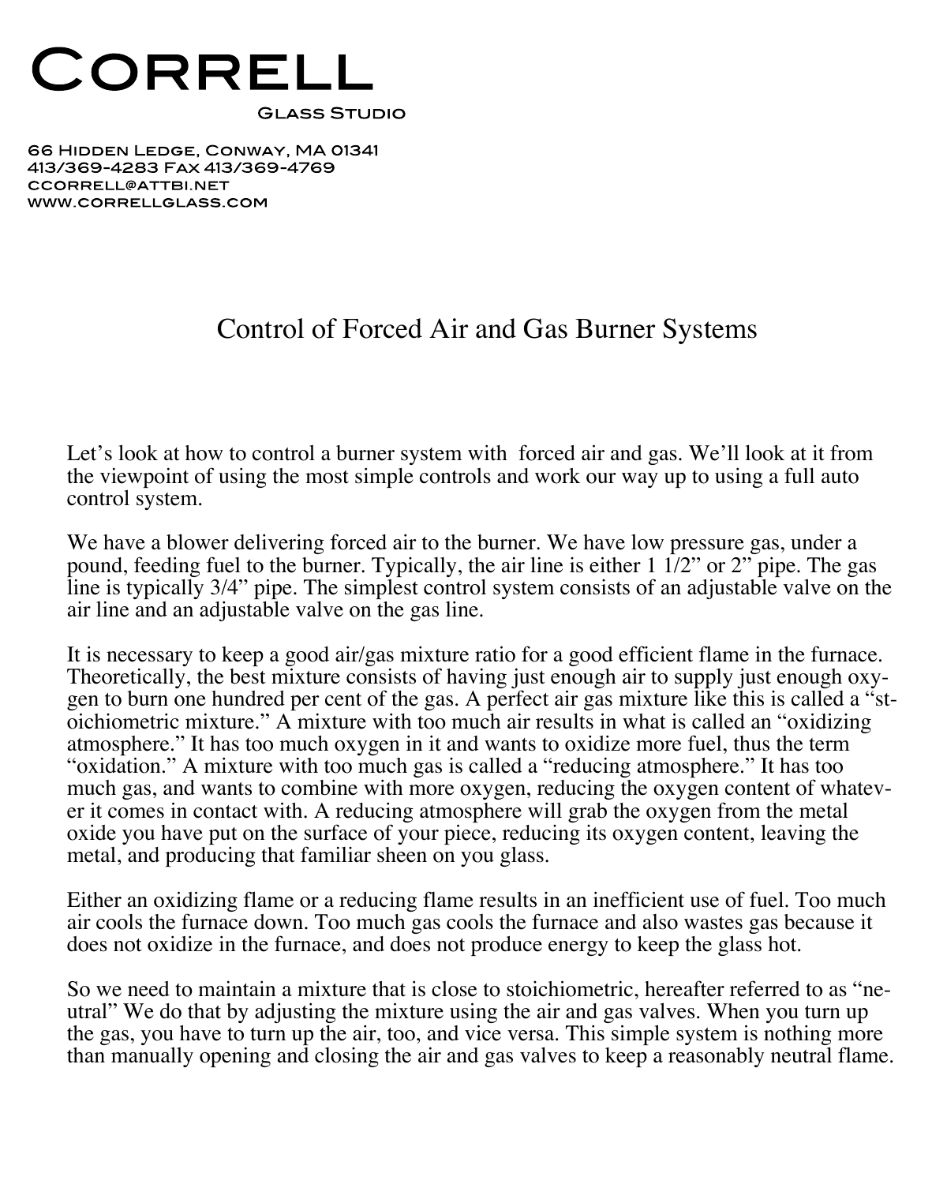# Correll

Glass Studio

66 Hidden Ledge, Conway, MA 01341
413/369-4283 Fax 413/369-4769
ccorrell@attbi.net
www.correllglass.com

## Control of Forced Air and Gas Burner Systems

Let's look at how to control a burner system with forced air and gas. We'll look at it from the viewpoint of using the most simple controls and work our way up to using a full auto control system.

We have a blower delivering forced air to the burner. We have low pressure gas, under a pound, feeding fuel to the burner. Typically, the air line is either 1 1/2" or 2" pipe. The gas line is typically 3/4" pipe. The simplest control system consists of an adjustable valve on the air line and an adjustable valve on the gas line.

It is necessary to keep a good air/gas mixture ratio for a good efficient flame in the furnace. Theoretically, the best mixture consists of having just enough air to supply just enough oxygen to burn one hundred per cent of the gas. A perfect air gas mixture like this is called a "stoichiometric mixture." A mixture with too much air results in what is called an "oxidizing atmosphere." It has too much oxygen in it and wants to oxidize more fuel, thus the term "oxidation." A mixture with too much gas is called a "reducing atmosphere." It has too much gas, and wants to combine with more oxygen, reducing the oxygen content of whatever it comes in contact with. A reducing atmosphere will grab the oxygen from the metal oxide you have put on the surface of your piece, reducing its oxygen content, leaving the metal, and producing that familiar sheen on you glass.

Either an oxidizing flame or a reducing flame results in an inefficient use of fuel. Too much air cools the furnace down. Too much gas cools the furnace and also wastes gas because it does not oxidize in the furnace, and does not produce energy to keep the glass hot.

So we need to maintain a mixture that is close to stoichiometric, hereafter referred to as "neutral" We do that by adjusting the mixture using the air and gas valves. When you turn up the gas, you have to turn up the air, too, and vice versa. This simple system is nothing more than manually opening and closing the air and gas valves to keep a reasonably neutral flame.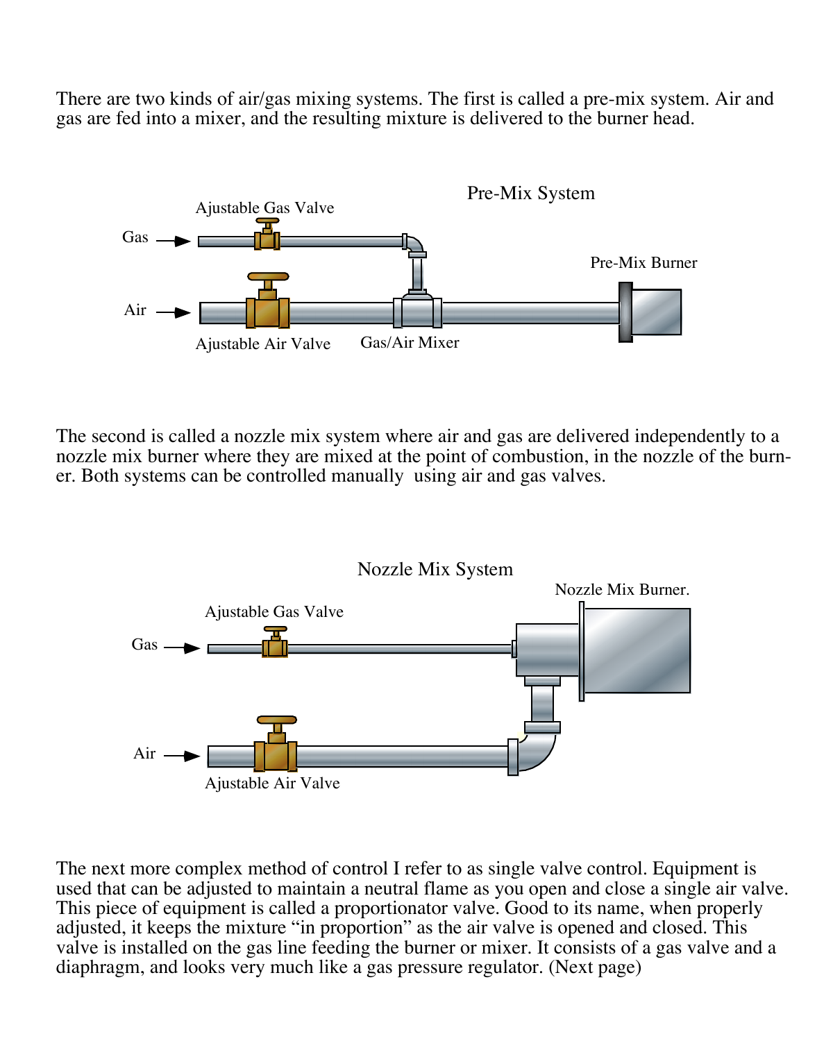There are two kinds of air/gas mixing systems. The first is called a pre-mix system. Air and gas are fed into a mixer, and the resulting mixture is delivered to the burner head.

The second is called a nozzle mix system where air and gas are delivered independently to a nozzle mix burner where they are mixed at the point of combustion, in the nozzle of the burner. Both systems can be controlled manually using air and gas valves.

The next more complex method of control I refer to as single valve control. Equipment is used that can be adjusted to maintain a neutral flame as you open and close a single air valve. This piece of equipment is called a proportionator valve. Good to its name, when properly adjusted, it keeps the mixture "in proportion" as the air valve is opened and closed. This valve is installed on the gas line feeding the burner or mixer. It consists of a gas valve and a diaphragm, and looks very much like a gas pressure regulator. (Next page)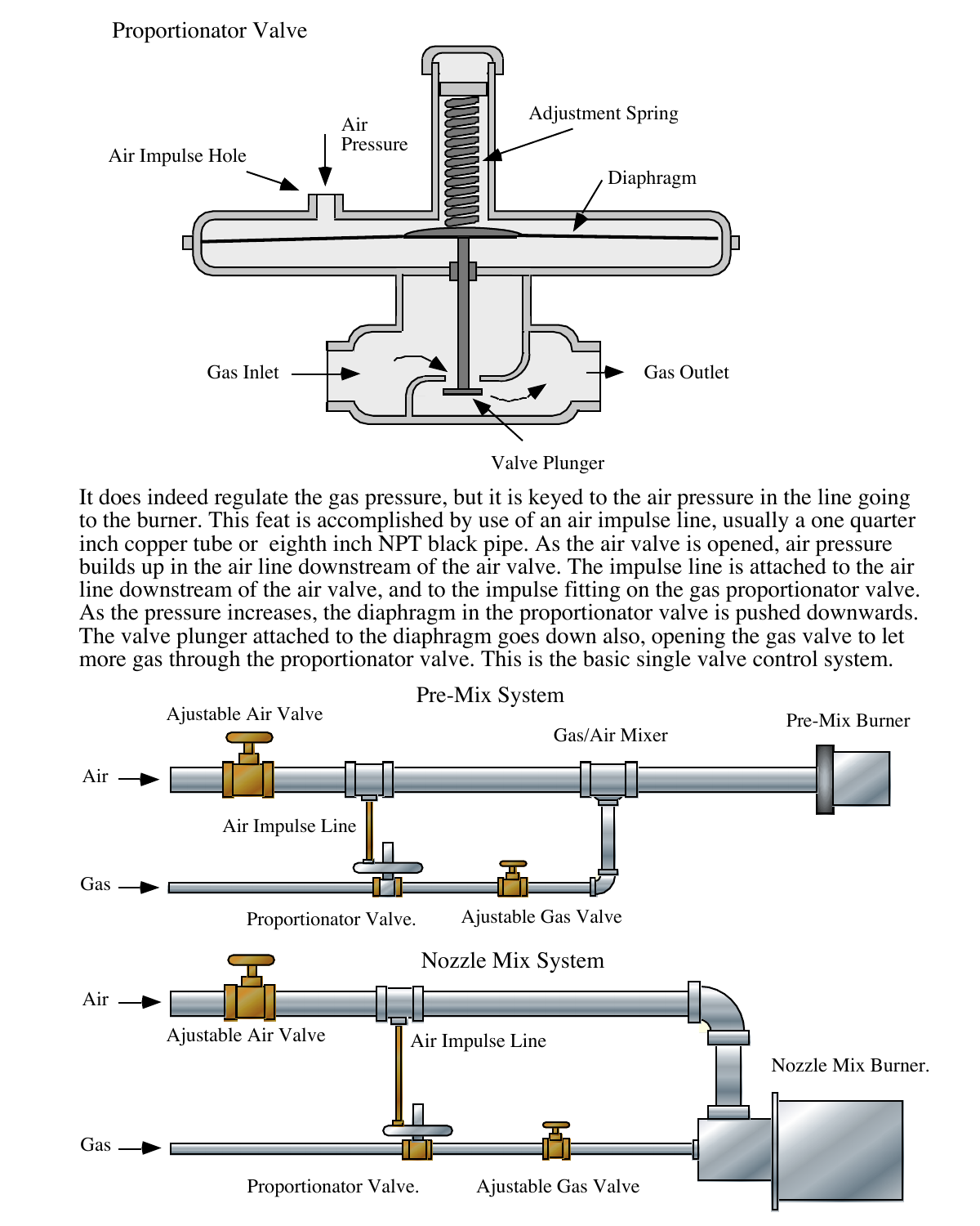Proportionator Valve

It does indeed regulate the gas pressure, but it is keyed to the air pressure in the line going to the burner. This feat is accomplished by use of an air impulse line, usually a one quarter inch copper tube or eighth inch NPT black pipe. As the air valve is opened, air pressure builds up in the air line downstream of the air valve. The impulse line is attached to the air line downstream of the air valve, and to the impulse fitting on the gas proportionator valve. As the pressure increases, the diaphragm in the proportionator valve is pushed downwards. The valve plunger attached to the diaphragm goes down also, opening the gas valve to let more gas through the proportionator valve. This is the basic single valve control system.

Pre-Mix System

Nozzle Mix System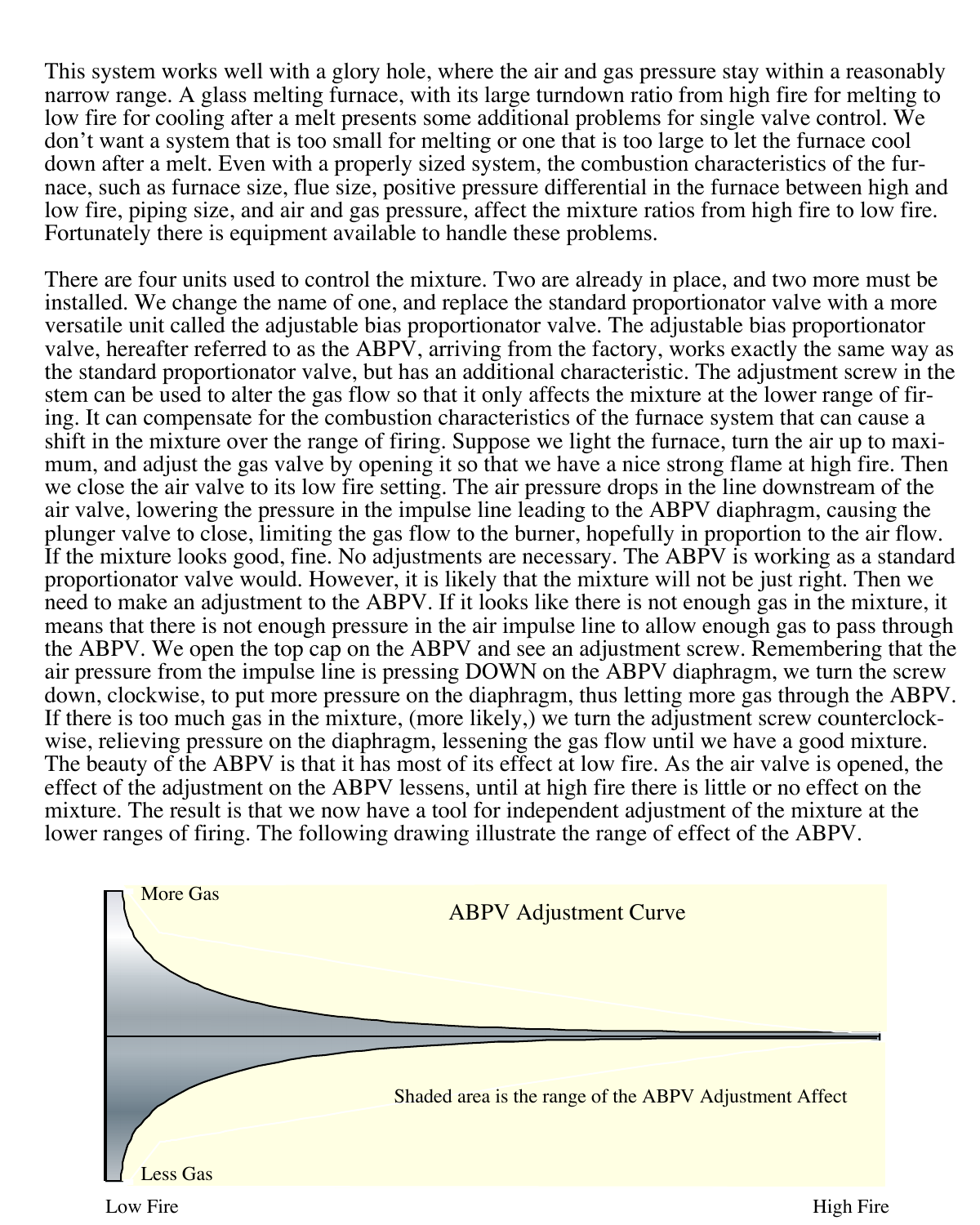This system works well with a glory hole, where the air and gas pressure stay within a reasonably narrow range. A glass melting furnace, with its large turndown ratio from high fire for melting to low fire for cooling after a melt presents some additional problems for single valve control. We don't want a system that is too small for melting or one that is too large to let the furnace cool down after a melt. Even with a properly sized system, the combustion characteristics of the furnace, such as furnace size, flue size, positive pressure differential in the furnace between high and low fire, piping size, and air and gas pressure, affect the mixture ratios from high fire to low fire. Fortunately there is equipment available to handle these problems.

There are four units used to control the mixture. Two are already in place, and two more must be installed. We change the name of one, and replace the standard proportionator valve with a more versatile unit called the adjustable bias proportionator valve. The adjustable bias proportionator valve, hereafter referred to as the ABPV, arriving from the factory, works exactly the same way as the standard proportionator valve, but has an additional characteristic. The adjustment screw in the stem can be used to alter the gas flow so that it only affects the mixture at the lower range of firing. It can compensate for the combustion characteristics of the furnace system that can cause a shift in the mixture over the range of firing. Suppose we light the furnace, turn the air up to maximum, and adjust the gas valve by opening it so that we have a nice strong flame at high fire. Then we close the air valve to its low fire setting. The air pressure drops in the line downstream of the air valve, lowering the pressure in the impulse line leading to the ABPV diaphragm, causing the plunger valve to close, limiting the gas flow to the burner, hopefully in proportion to the air flow. If the mixture looks good, fine. No adjustments are necessary. The ABPV is working as a standard proportionator valve would. However, it is likely that the mixture will not be just right. Then we need to make an adjustment to the ABPV. If it looks like there is not enough gas in the mixture, it means that there is not enough pressure in the air impulse line to allow enough gas to pass through the ABPV. We open the top cap on the ABPV and see an adjustment screw. Remembering that the air pressure from the impulse line is pressing DOWN on the ABPV diaphragm, we turn the screw down, clockwise, to put more pressure on the diaphragm, thus letting more gas through the ABPV. If there is too much gas in the mixture, (more likely,) we turn the adjustment screw counterclockwise, relieving pressure on the diaphragm, lessening the gas flow until we have a good mixture. The beauty of the ABPV is that it has most of its effect at low fire. As the air valve is opened, the effect of the adjustment on the ABPV lessens, until at high fire there is little or no effect on the mixture. The result is that we now have a tool for independent adjustment of the mixture at the lower ranges of firing. The following drawing illustrate the range of effect of the ABPV.

ABPV Adjustment Curve

More Gas

Less Gas

Shaded area is the range of the ABPV Adjustment Affect

Low Fire — High Fire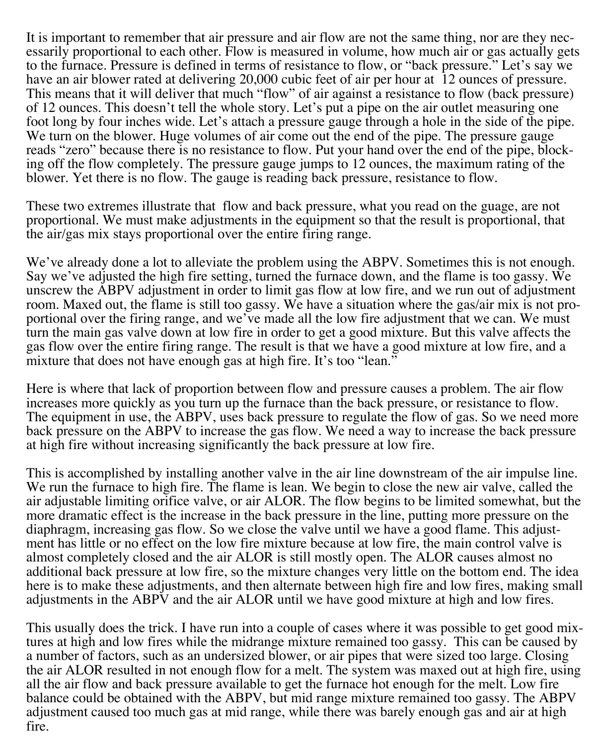It is important to remember that air pressure and air flow are not the same thing, nor are they necessarily proportional to each other. Flow is measured in volume, how much air or gas actually gets to the furnace. Pressure is defined in terms of resistance to flow, or "back pressure." Let's say we have an air blower rated at delivering 20,000 cubic feet of air per hour at 12 ounces of pressure. This means that it will deliver that much "flow" of air against a resistance to flow (back pressure) of 12 ounces. This doesn't tell the whole story. Let's put a pipe on the air outlet measuring one foot long by four inches wide. Let's attach a pressure gauge through a hole in the side of the pipe. We turn on the blower. Huge volumes of air come out the end of the pipe. The pressure gauge reads "zero" because there is no resistance to flow. Put your hand over the end of the pipe, blocking off the flow completely. The pressure gauge jumps to 12 ounces, the maximum rating of the blower. Yet there is no flow. The gauge is reading back pressure, resistance to flow.

These two extremes illustrate that flow and back pressure, what you read on the guage, are not proportional. We must make adjustments in the equipment so that the result is proportional, that the air/gas mix stays proportional over the entire firing range.

We've already done a lot to alleviate the problem using the ABPV. Sometimes this is not enough. Say we've adjusted the high fire setting, turned the furnace down, and the flame is too gassy. We unscrew the ABPV adjustment in order to limit gas flow at low fire, and we run out of adjustment room. Maxed out, the flame is still too gassy. We have a situation where the gas/air mix is not proportional over the firing range, and we've made all the low fire adjustment that we can. We must turn the main gas valve down at low fire in order to get a good mixture. But this valve affects the gas flow over the entire firing range. The result is that we have a good mixture at low fire, and a mixture that does not have enough gas at high fire. It's too "lean."

Here is where that lack of proportion between flow and pressure causes a problem. The air flow increases more quickly as you turn up the furnace than the back pressure, or resistance to flow. The equipment in use, the ABPV, uses back pressure to regulate the flow of gas. So we need more back pressure on the ABPV to increase the gas flow. We need a way to increase the back pressure at high fire without increasing significantly the back pressure at low fire.

This is accomplished by installing another valve in the air line downstream of the air impulse line. We run the furnace to high fire. The flame is lean. We begin to close the new air valve, called the air adjustable limiting orifice valve, or air ALOR. The flow begins to be limited somewhat, but the more dramatic effect is the increase in the back pressure in the line, putting more pressure on the diaphragm, increasing gas flow. So we close the valve until we have a good flame. This adjustment has little or no effect on the low fire mixture because at low fire, the main control valve is almost completely closed and the air ALOR is still mostly open. The ALOR causes almost no additional back pressure at low fire, so the mixture changes very little on the bottom end. The idea here is to make these adjustments, and then alternate between high fire and low fires, making small adjustments in the ABPV and the air ALOR until we have good mixture at high and low fires.

This usually does the trick. I have run into a couple of cases where it was possible to get good mixtures at high and low fires while the midrange mixture remained too gassy. This can be caused by a number of factors, such as an undersized blower, or air pipes that were sized too large. Closing the air ALOR resulted in not enough flow for a melt. The system was maxed out at high fire, using all the air flow and back pressure available to get the furnace hot enough for the melt. Low fire balance could be obtained with the ABPV, but mid range mixture remained too gassy. The ABPV adjustment caused too much gas at mid range, while there was barely enough gas and air at high fire.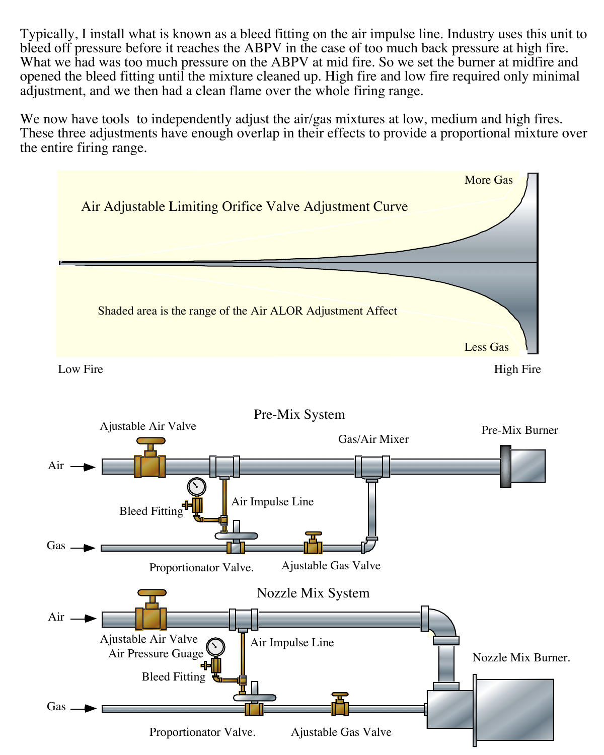Typically, I install what is known as a bleed fitting on the air impulse line. Industry uses this unit to bleed off pressure before it reaches the ABPV in the case of too much back pressure at high fire. What we had was too much pressure on the ABPV at mid fire. So we set the burner at midfire and opened the bleed fitting until the mixture cleaned up. High fire and low fire required only minimal adjustment, and we then had a clean flame over the whole firing range.

We now have tools to independently adjust the air/gas mixtures at low, medium and high fires. These three adjustments have enough overlap in their effects to provide a proportional mixture over the entire firing range.

Air Adjustable Limiting Orifice Valve Adjustment Curve

More Gas

Shaded area is the range of the Air ALOR Adjustment Affect

Less Gas

Low Fire

High Fire

Pre-Mix System

Ajustable Air Valve

Gas/Air Mixer

Pre-Mix Burner

Air

Bleed Fitting

Air Impulse Line

Gas

Proportionator Valve.

Ajustable Gas Valve

Nozzle Mix System

Air

Ajustable Air Valve

Air Pressure Guage

Air Impulse Line

Nozzle Mix Burner.

Bleed Fitting

Gas

Proportionator Valve.

Ajustable Gas Valve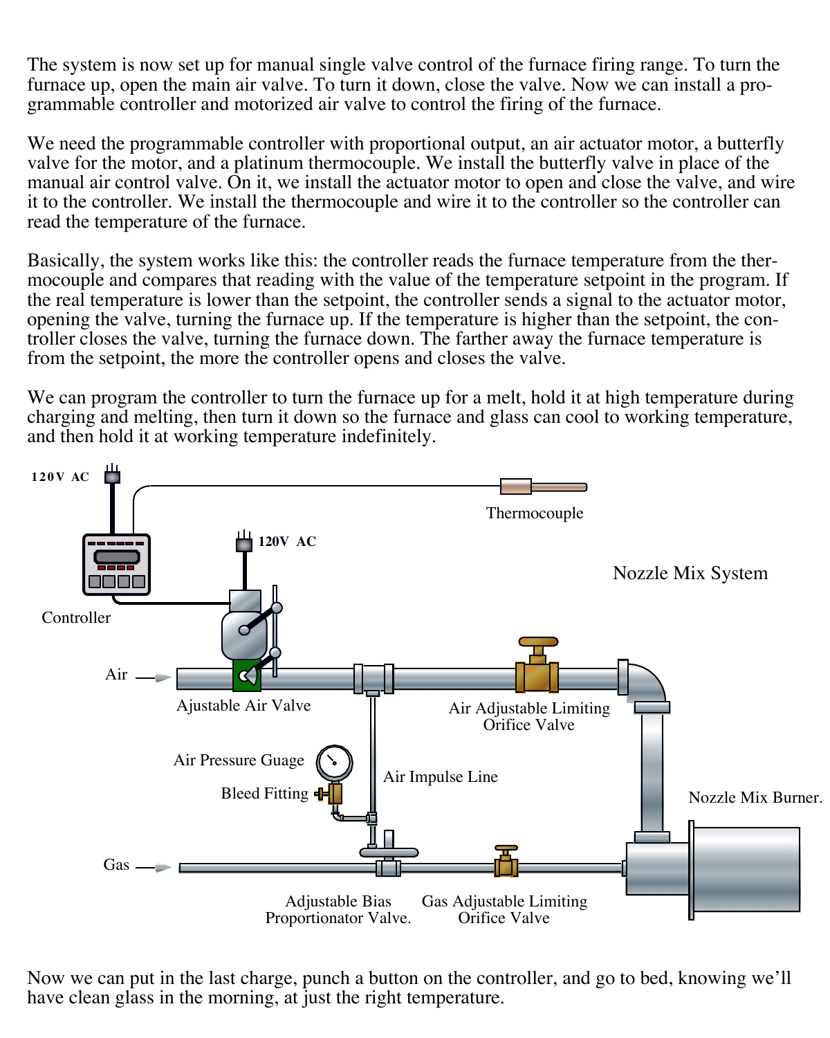The system is now set up for manual single valve control of the furnace firing range. To turn the furnace up, open the main air valve. To turn it down, close the valve. Now we can install a programmable controller and motorized air valve to control the firing of the furnace.

We need the programmable controller with proportional output, an air actuator motor, a butterfly valve for the motor, and a platinum thermocouple. We install the butterfly valve in place of the manual air control valve. On it, we install the actuator motor to open and close the valve, and wire it to the controller. We install the thermocouple and wire it to the controller so the controller can read the temperature of the furnace.

Basically, the system works like this: the controller reads the furnace temperature from the thermocouple and compares that reading with the value of the temperature setpoint in the program. If the real temperature is lower than the setpoint, the controller sends a signal to the actuator motor, opening the valve, turning the furnace up. If the temperature is higher than the setpoint, the controller closes the valve, turning the furnace down. The farther away the furnace temperature is from the setpoint, the more the controller opens and closes the valve.

We can program the controller to turn the furnace up for a melt, hold it at high temperature during charging and melting, then turn it down so the furnace and glass can cool to working temperature, and then hold it at working temperature indefinitely.

120V AC

Thermocouple

120V AC

Nozzle Mix System

Controller

Air

Ajustable Air Valve

Air Adjustable Limiting Orifice Valve

Air Pressure Guage

Air Impulse Line

Bleed Fitting

Nozzle Mix Burner.

Gas

Adjustable Bias Proportionator Valve.

Gas Adjustable Limiting Orifice Valve

Now we can put in the last charge, punch a button on the controller, and go to bed, knowing we'll have clean glass in the morning, at just the right temperature.